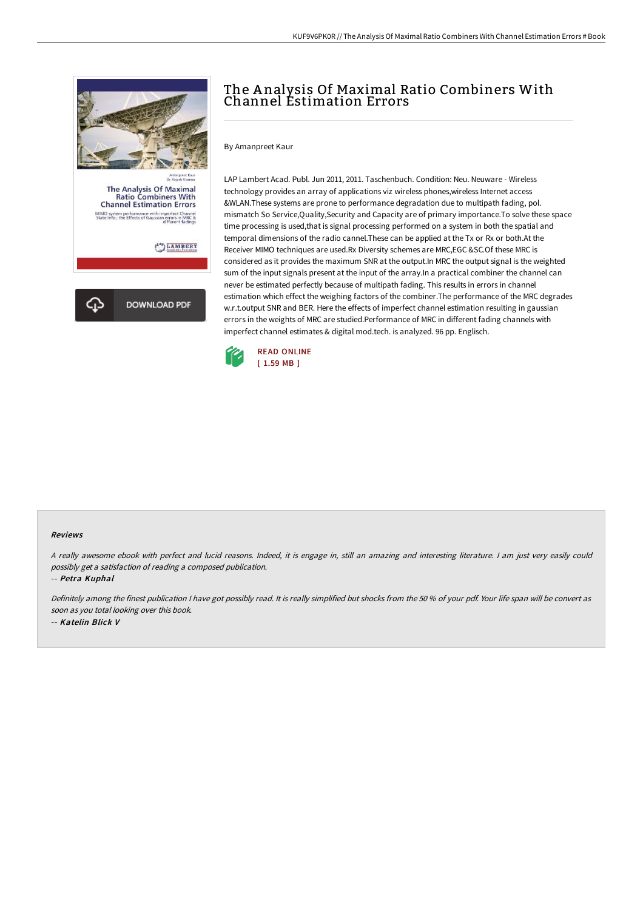# The Analysis Of Maximal Ratio Combiners With Channel Estimation Errors

By Amanpreet Kaur

LAP Lambert Acad. Publ. Jun 2011, 2011. Taschenbuch. Condition: Neu. Neuware - Wireless technology provides an array of applications viz wireless phones,wireless Internet access &WLAN.These systems are prone to performance degradation due to multipath fading, pol. mismatch So Service,Quality,Security and Capacity are of primary importance.To solve these space time processing is used,that is signal processing performed on a system in both the spatial and temporal dimensions of the radio cannel.These can be applied at the Tx or Rx or both.At the Receiver MIMO techniques are used.Rx Diversity schemes are MRC,EGC &SC.Of these MRC is considered as it provides the maximum SNR at the output.In MRC the output signal is the weighted sum of the input signals present at the input of the array.In a practical combiner the channel can never be estimated perfectly because of multipath fading. This results in errors in channel estimation which effect the weighing factors of the combiner.The performance of the MRC degrades w.r.t.output SNR and BER. Here the effects of imperfect channel estimation resulting in gaussian errors in the weights of MRC are studied.Performance of MRC in different fading channels with imperfect channel estimates & digital mod.tech. is analyzed. 96 pp. Englisch.

READ ONLINE
[ 1.59 MB ]

### Reviews

*A really awesome ebook with perfect and lucid reasons. Indeed, it is engage in, still an amazing and interesting literature. I am just very easily could possibly get a satisfaction of reading a composed publication.*

*-- Petra Kuphal*

*Definitely among the finest publication I have got possibly read. It is really simplified but shocks from the 50 % of your pdf. Your life span will be convert as soon as you total looking over this book.*

*-- Katelin Blick V*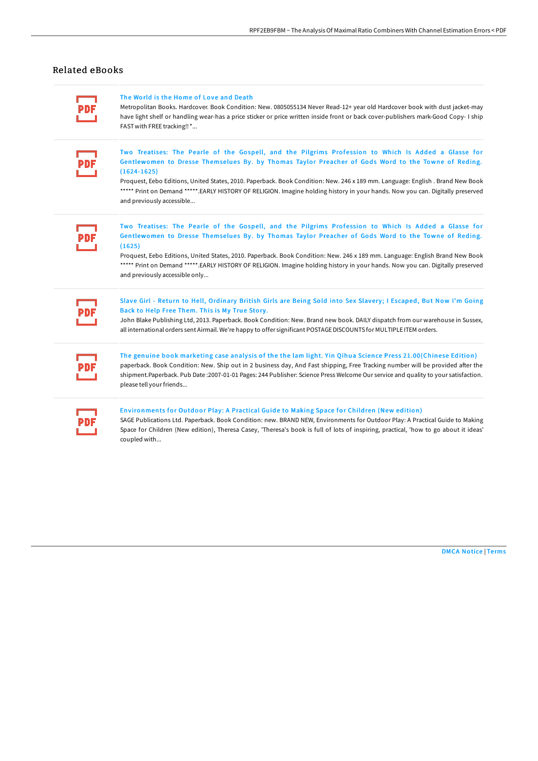## Related eBooks

[The World is the Home of Love and Death](#)

Metropolitan Books. Hardcover. Book Condition: New. 0805055134 Never Read-12+ year old Hardcover book with dust jacket-may have light shelf or handling wear-has a price sticker or price written inside front or back cover-publishers mark-Good Copy- I ship FAST with FREE tracking!! *...

[Two Treatises: The Pearle of the Gospell, and the Pilgrims Profession to Which Is Added a Glasse for Gentlewomen to Dresse Themselues By. by Thomas Taylor Preacher of Gods Word to the Towne of Reding. (1624-1625)](#)

Proquest, Eebo Editions, United States, 2010. Paperback. Book Condition: New. 246 x 189 mm. Language: English . Brand New Book ***** Print on Demand *****.EARLY HISTORY OF RELIGION. Imagine holding history in your hands. Now you can. Digitally preserved and previously accessible...

[Two Treatises: The Pearle of the Gospell, and the Pilgrims Profession to Which Is Added a Glasse for Gentlewomen to Dresse Themselues By. by Thomas Taylor Preacher of Gods Word to the Towne of Reding. (1625)](#)

Proquest, Eebo Editions, United States, 2010. Paperback. Book Condition: New. 246 x 189 mm. Language: English Brand New Book ***** Print on Demand *****.EARLY HISTORY OF RELIGION. Imagine holding history in your hands. Now you can. Digitally preserved and previously accessible only...

[Slave Girl - Return to Hell, Ordinary British Girls are Being Sold into Sex Slavery; I Escaped, But Now I'm Going Back to Help Free Them. This is My True Story.](#)

John Blake Publishing Ltd, 2013. Paperback. Book Condition: New. Brand new book. DAILY dispatch from our warehouse in Sussex, all international orders sent Airmail. We're happy to offer significant POSTAGE DISCOUNTS for MULTIPLE ITEM orders.

[The genuine book marketing case analysis of the the lam light. Yin Qihua Science Press 21.00(Chinese Edition)](#)

paperback. Book Condition: New. Ship out in 2 business day, And Fast shipping, Free Tracking number will be provided after the shipment.Paperback. Pub Date :2007-01-01 Pages: 244 Publisher: Science Press Welcome Our service and quality to your satisfaction. please tell your friends...

[Environments for Outdoor Play: A Practical Guide to Making Space for Children (New edition)](#)

SAGE Publications Ltd. Paperback. Book Condition: new. BRAND NEW, Environments for Outdoor Play: A Practical Guide to Making Space for Children (New edition), Theresa Casey, 'Theresa's book is full of lots of inspiring, practical, 'how to go about it ideas' coupled with...

[DMCA Notice](#) | [Terms](#)